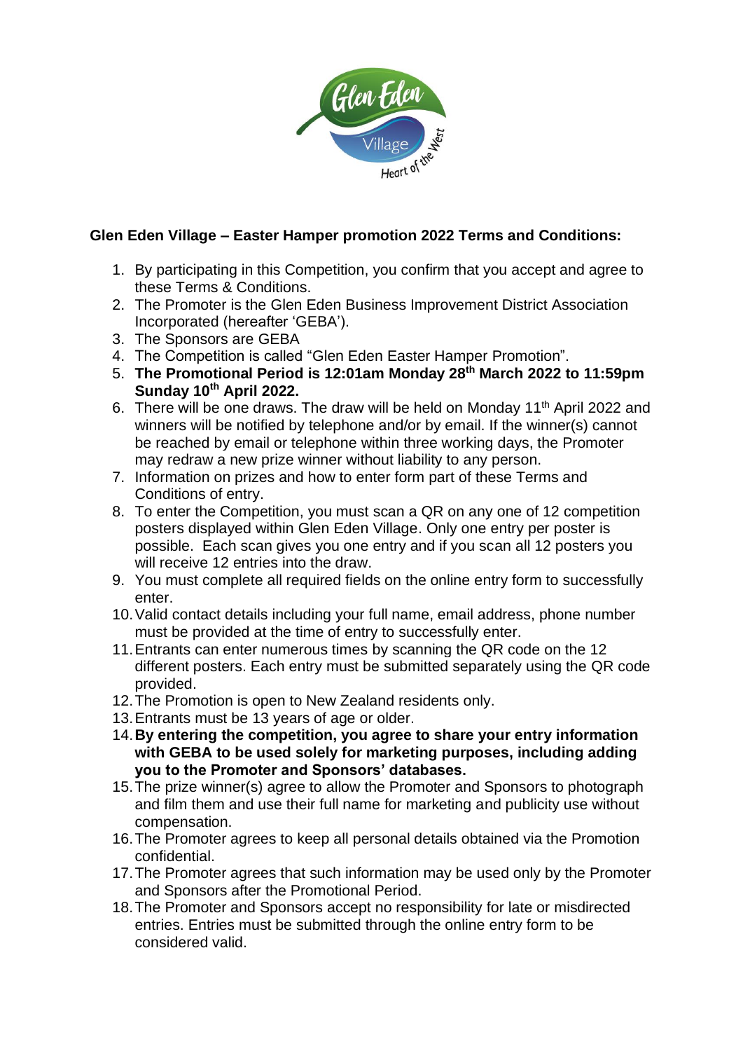**Glen Eden Village – Easter Hamper promotion 2022 Terms and Conditions:**

1. By participating in this Competition, you confirm that you accept and agree to these Terms & Conditions.
2. The Promoter is the Glen Eden Business Improvement District Association Incorporated (hereafter 'GEBA').
3. The Sponsors are GEBA
4. The Competition is called "Glen Eden Easter Hamper Promotion".
5. **The Promotional Period is 12:01am Monday 28th March 2022 to 11:59pm Sunday 10th April 2022.**
6. There will be one draws. The draw will be held on Monday 11th April 2022 and winners will be notified by telephone and/or by email. If the winner(s) cannot be reached by email or telephone within three working days, the Promoter may redraw a new prize winner without liability to any person.
7. Information on prizes and how to enter form part of these Terms and Conditions of entry.
8. To enter the Competition, you must scan a QR on any one of 12 competition posters displayed within Glen Eden Village. Only one entry per poster is possible. Each scan gives you one entry and if you scan all 12 posters you will receive 12 entries into the draw.
9. You must complete all required fields on the online entry form to successfully enter.
10. Valid contact details including your full name, email address, phone number must be provided at the time of entry to successfully enter.
11. Entrants can enter numerous times by scanning the QR code on the 12 different posters. Each entry must be submitted separately using the QR code provided.
12. The Promotion is open to New Zealand residents only.
13. Entrants must be 13 years of age or older.
14. **By entering the competition, you agree to share your entry information with GEBA to be used solely for marketing purposes, including adding you to the Promoter and Sponsors' databases.**
15. The prize winner(s) agree to allow the Promoter and Sponsors to photograph and film them and use their full name for marketing and publicity use without compensation.
16. The Promoter agrees to keep all personal details obtained via the Promotion confidential.
17. The Promoter agrees that such information may be used only by the Promoter and Sponsors after the Promotional Period.
18. The Promoter and Sponsors accept no responsibility for late or misdirected entries. Entries must be submitted through the online entry form to be considered valid.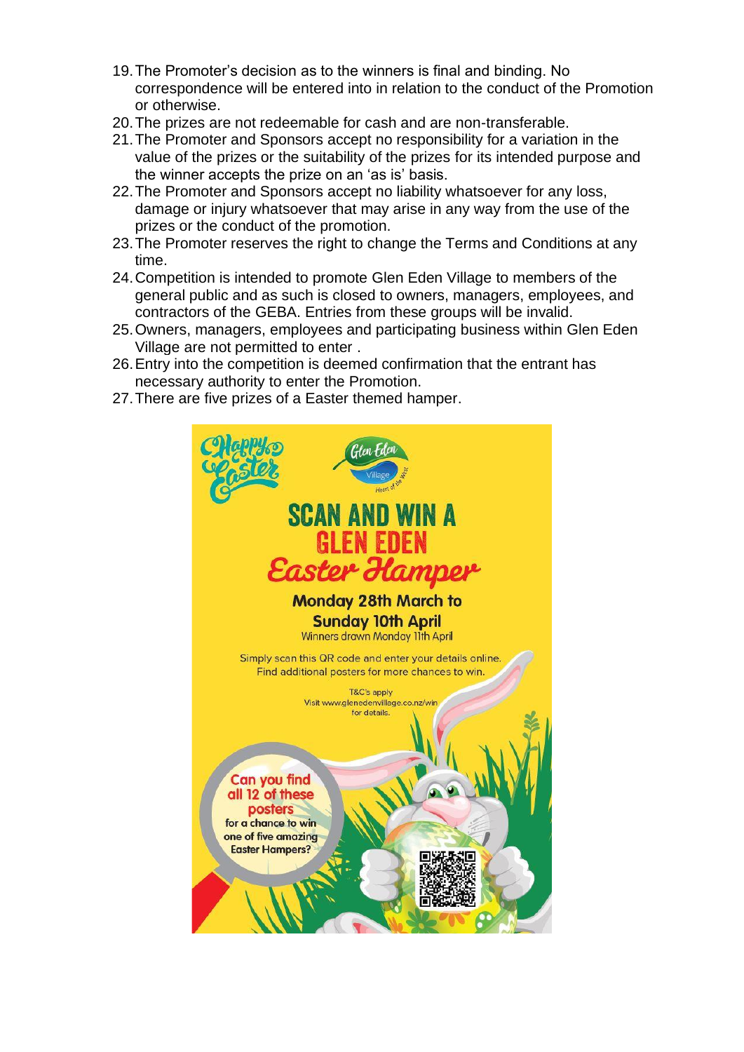19. The Promoter's decision as to the winners is final and binding. No correspondence will be entered into in relation to the conduct of the Promotion or otherwise.
20. The prizes are not redeemable for cash and are non-transferable.
21. The Promoter and Sponsors accept no responsibility for a variation in the value of the prizes or the suitability of the prizes for its intended purpose and the winner accepts the prize on an 'as is' basis.
22. The Promoter and Sponsors accept no liability whatsoever for any loss, damage or injury whatsoever that may arise in any way from the use of the prizes or the conduct of the promotion.
23. The Promoter reserves the right to change the Terms and Conditions at any time.
24. Competition is intended to promote Glen Eden Village to members of the general public and as such is closed to owners, managers, employees, and contractors of the GEBA. Entries from these groups will be invalid.
25. Owners, managers, employees and participating business within Glen Eden Village are not permitted to enter .
26. Entry into the competition is deemed confirmation that the entrant has necessary authority to enter the Promotion.
27. There are five prizes of a Easter themed hamper.

Happy Easter

Glen Eden Village — Heart of the West

SCAN AND WIN A GLEN EDEN *Easter Hamper*

**Monday 28th March to Sunday 10th April**

Winners drawn Monday 11th April

Simply scan this QR code and enter your details online. Find additional posters for more chances to win.

T&C's apply
Visit www.glenedenvillage.co.nz/win for details.

**Can you find all 12 of these posters** for a chance to win one of five amazing Easter Hampers?